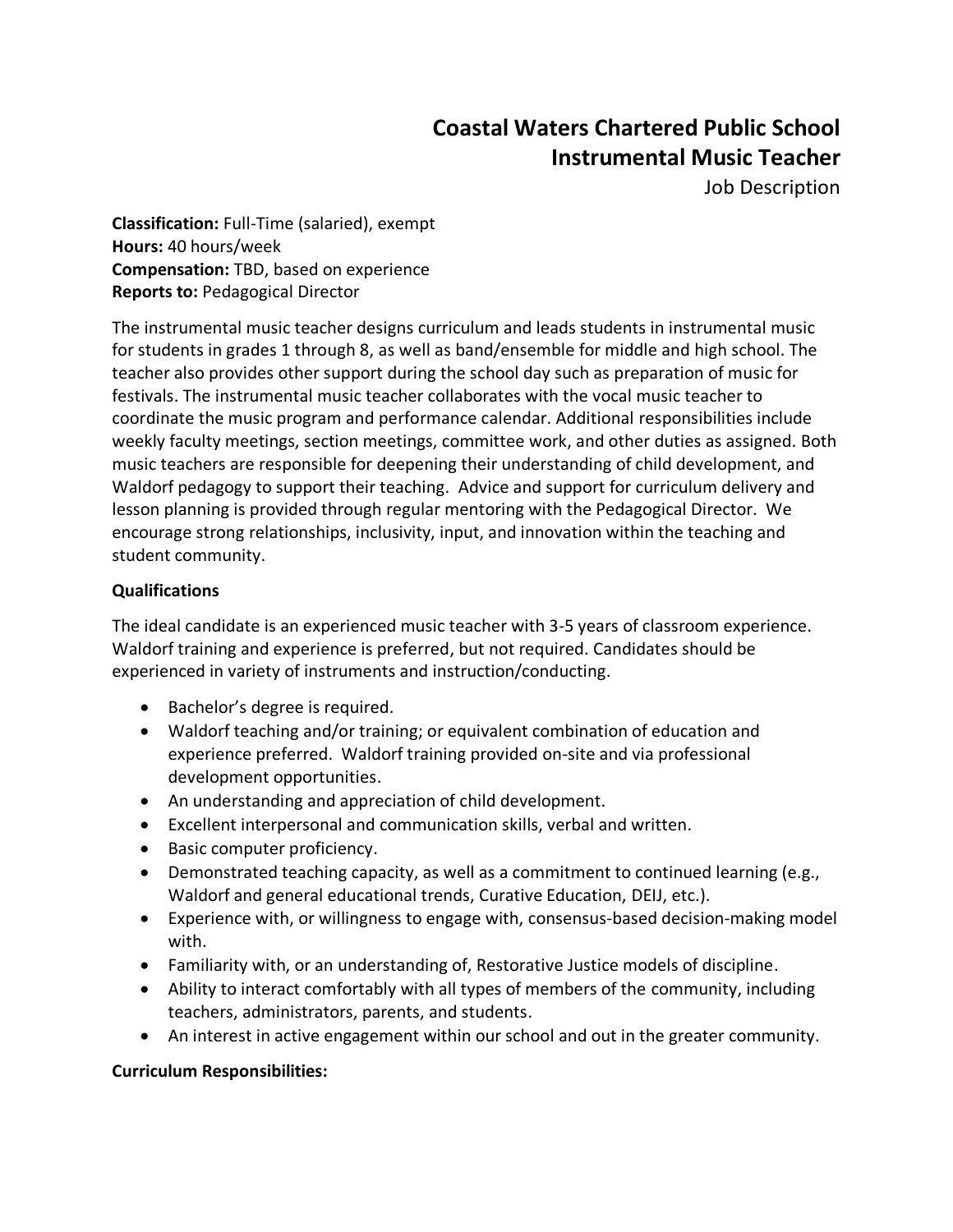# Coastal Waters Chartered Public School
## Instrumental Music Teacher
Job Description

**Classification:** Full-Time (salaried), exempt
**Hours:** 40 hours/week
**Compensation:** TBD, based on experience
**Reports to:** Pedagogical Director

The instrumental music teacher designs curriculum and leads students in instrumental music for students in grades 1 through 8, as well as band/ensemble for middle and high school. The teacher also provides other support during the school day such as preparation of music for festivals. The instrumental music teacher collaborates with the vocal music teacher to coordinate the music program and performance calendar. Additional responsibilities include weekly faculty meetings, section meetings, committee work, and other duties as assigned. Both music teachers are responsible for deepening their understanding of child development, and Waldorf pedagogy to support their teaching. Advice and support for curriculum delivery and lesson planning is provided through regular mentoring with the Pedagogical Director. We encourage strong relationships, inclusivity, input, and innovation within the teaching and student community.

**Qualifications**

The ideal candidate is an experienced music teacher with 3-5 years of classroom experience. Waldorf training and experience is preferred, but not required. Candidates should be experienced in variety of instruments and instruction/conducting.

- Bachelor's degree is required.
- Waldorf teaching and/or training; or equivalent combination of education and experience preferred. Waldorf training provided on-site and via professional development opportunities.
- An understanding and appreciation of child development.
- Excellent interpersonal and communication skills, verbal and written.
- Basic computer proficiency.
- Demonstrated teaching capacity, as well as a commitment to continued learning (e.g., Waldorf and general educational trends, Curative Education, DEIJ, etc.).
- Experience with, or willingness to engage with, consensus-based decision-making model with.
- Familiarity with, or an understanding of, Restorative Justice models of discipline.
- Ability to interact comfortably with all types of members of the community, including teachers, administrators, parents, and students.
- An interest in active engagement within our school and out in the greater community.

**Curriculum Responsibilities:**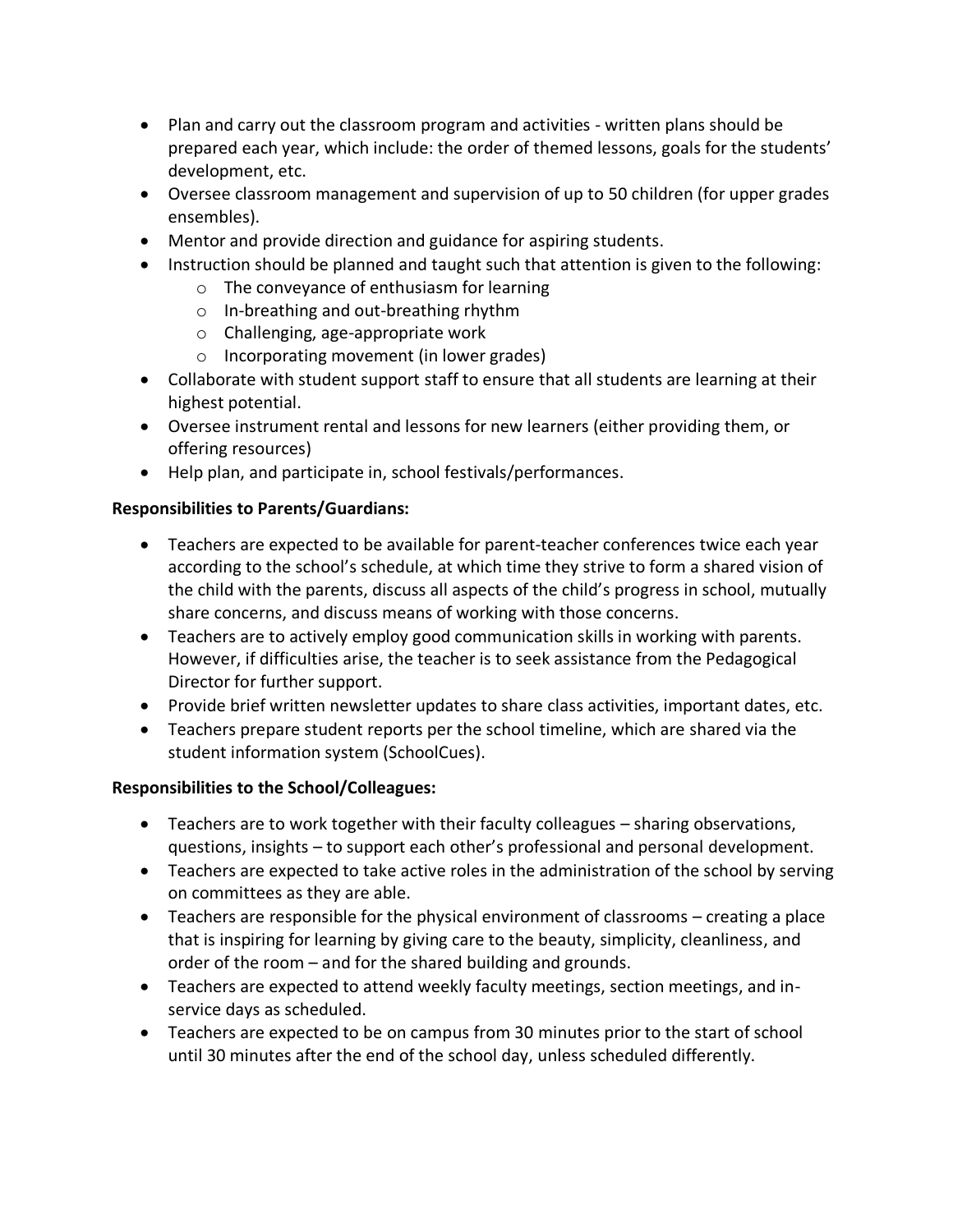- Plan and carry out the classroom program and activities - written plans should be prepared each year, which include: the order of themed lessons, goals for the students' development, etc.
- Oversee classroom management and supervision of up to 50 children (for upper grades ensembles).
- Mentor and provide direction and guidance for aspiring students.
- Instruction should be planned and taught such that attention is given to the following:
    - The conveyance of enthusiasm for learning
    - In-breathing and out-breathing rhythm
    - Challenging, age-appropriate work
    - Incorporating movement (in lower grades)
- Collaborate with student support staff to ensure that all students are learning at their highest potential.
- Oversee instrument rental and lessons for new learners (either providing them, or offering resources)
- Help plan, and participate in, school festivals/performances.

**Responsibilities to Parents/Guardians:**

- Teachers are expected to be available for parent-teacher conferences twice each year according to the school's schedule, at which time they strive to form a shared vision of the child with the parents, discuss all aspects of the child's progress in school, mutually share concerns, and discuss means of working with those concerns.
- Teachers are to actively employ good communication skills in working with parents. However, if difficulties arise, the teacher is to seek assistance from the Pedagogical Director for further support.
- Provide brief written newsletter updates to share class activities, important dates, etc.
- Teachers prepare student reports per the school timeline, which are shared via the student information system (SchoolCues).

**Responsibilities to the School/Colleagues:**

- Teachers are to work together with their faculty colleagues – sharing observations, questions, insights – to support each other's professional and personal development.
- Teachers are expected to take active roles in the administration of the school by serving on committees as they are able.
- Teachers are responsible for the physical environment of classrooms – creating a place that is inspiring for learning by giving care to the beauty, simplicity, cleanliness, and order of the room – and for the shared building and grounds.
- Teachers are expected to attend weekly faculty meetings, section meetings, and in-service days as scheduled.
- Teachers are expected to be on campus from 30 minutes prior to the start of school until 30 minutes after the end of the school day, unless scheduled differently.